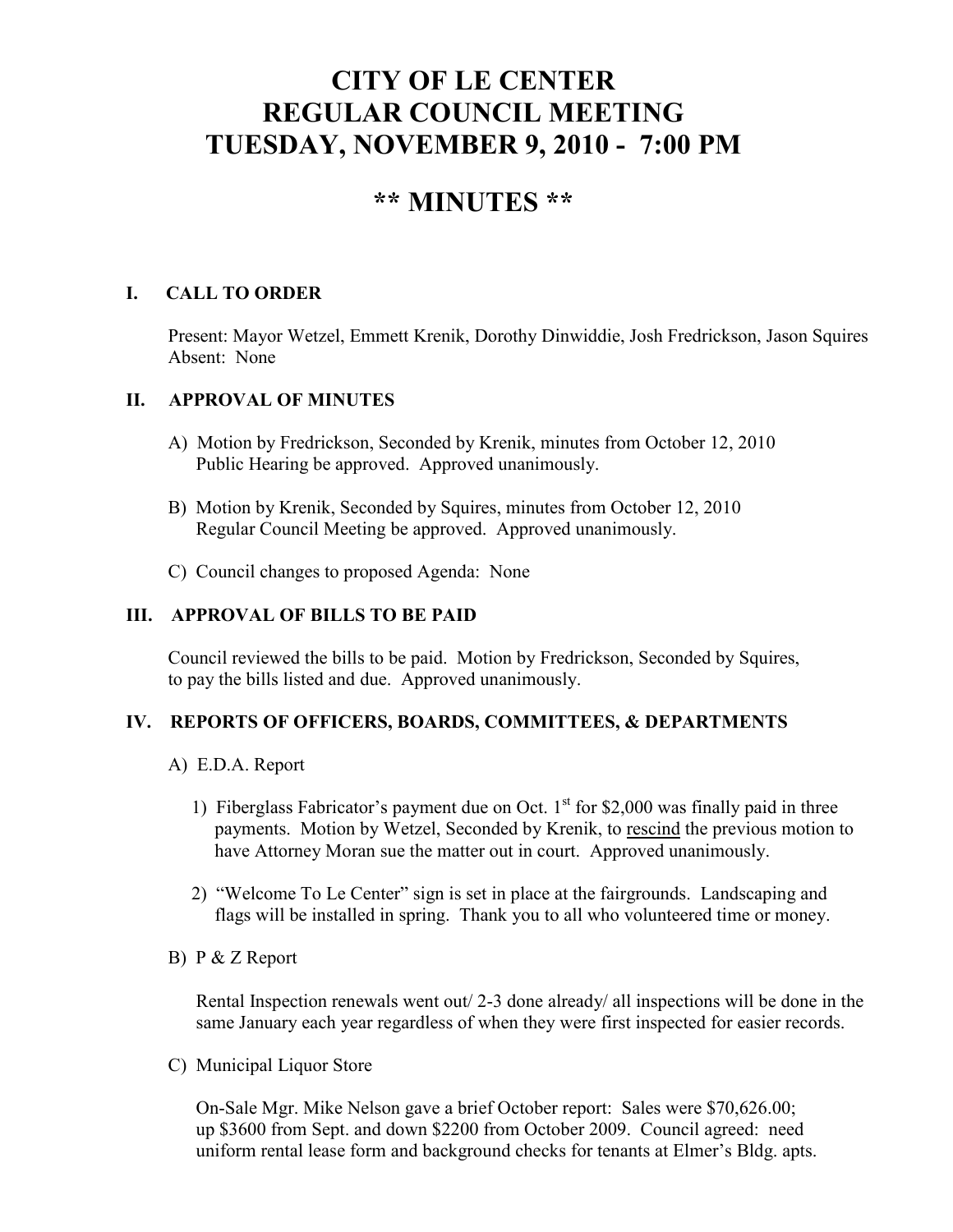# CITY OF LE CENTER
# REGULAR COUNCIL MEETING
# TUESDAY, NOVEMBER 9, 2010 - 7:00 PM

## ** MINUTES **

### I. CALL TO ORDER

Present: Mayor Wetzel, Emmett Krenik, Dorothy Dinwiddie, Josh Fredrickson, Jason Squires
Absent: None

### II. APPROVAL OF MINUTES

A) Motion by Fredrickson, Seconded by Krenik, minutes from October 12, 2010 Public Hearing be approved. Approved unanimously.

B) Motion by Krenik, Seconded by Squires, minutes from October 12, 2010 Regular Council Meeting be approved. Approved unanimously.

C) Council changes to proposed Agenda: None

### III. APPROVAL OF BILLS TO BE PAID

Council reviewed the bills to be paid. Motion by Fredrickson, Seconded by Squires, to pay the bills listed and due. Approved unanimously.

### IV. REPORTS OF OFFICERS, BOARDS, COMMITTEES, & DEPARTMENTS

A) E.D.A. Report

1) Fiberglass Fabricator's payment due on Oct. 1st for $2,000 was finally paid in three payments. Motion by Wetzel, Seconded by Krenik, to <u>rescind</u> the previous motion to have Attorney Moran sue the matter out in court. Approved unanimously.

2) "Welcome To Le Center" sign is set in place at the fairgrounds. Landscaping and flags will be installed in spring. Thank you to all who volunteered time or money.

B) P & Z Report

Rental Inspection renewals went out/ 2-3 done already/ all inspections will be done in the same January each year regardless of when they were first inspected for easier records.

C) Municipal Liquor Store

On-Sale Mgr. Mike Nelson gave a brief October report: Sales were $70,626.00; up $3600 from Sept. and down $2200 from October 2009. Council agreed: need uniform rental lease form and background checks for tenants at Elmer's Bldg. apts.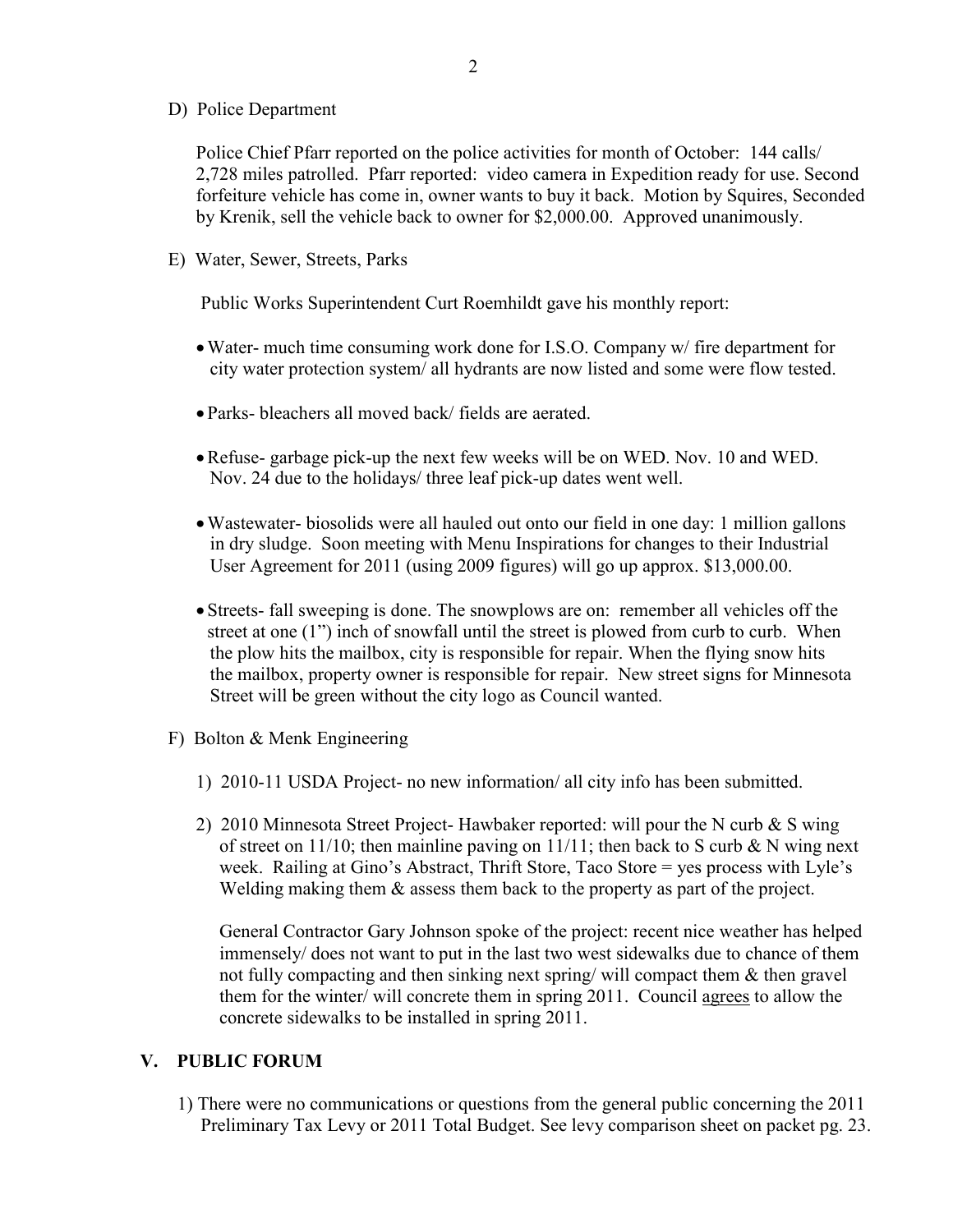D) Police Department

Police Chief Pfarr reported on the police activities for month of October: 144 calls/ 2,728 miles patrolled. Pfarr reported: video camera in Expedition ready for use. Second forfeiture vehicle has come in, owner wants to buy it back. Motion by Squires, Seconded by Krenik, sell the vehicle back to owner for $2,000.00. Approved unanimously.

E) Water, Sewer, Streets, Parks

Public Works Superintendent Curt Roemhildt gave his monthly report:

- Water- much time consuming work done for I.S.O. Company w/ fire department for city water protection system/ all hydrants are now listed and some were flow tested.
- Parks- bleachers all moved back/ fields are aerated.
- Refuse- garbage pick-up the next few weeks will be on WED. Nov. 10 and WED. Nov. 24 due to the holidays/ three leaf pick-up dates went well.
- Wastewater- biosolids were all hauled out onto our field in one day: 1 million gallons in dry sludge. Soon meeting with Menu Inspirations for changes to their Industrial User Agreement for 2011 (using 2009 figures) will go up approx. $13,000.00.
- Streets- fall sweeping is done. The snowplows are on: remember all vehicles off the street at one (1") inch of snowfall until the street is plowed from curb to curb. When the plow hits the mailbox, city is responsible for repair. When the flying snow hits the mailbox, property owner is responsible for repair. New street signs for Minnesota Street will be green without the city logo as Council wanted.

F) Bolton & Menk Engineering

1) 2010-11 USDA Project- no new information/ all city info has been submitted.

2) 2010 Minnesota Street Project- Hawbaker reported: will pour the N curb & S wing of street on 11/10; then mainline paving on 11/11; then back to S curb & N wing next week. Railing at Gino's Abstract, Thrift Store, Taco Store = yes process with Lyle's Welding making them & assess them back to the property as part of the project.

General Contractor Gary Johnson spoke of the project: recent nice weather has helped immensely/ does not want to put in the last two west sidewalks due to chance of them not fully compacting and then sinking next spring/ will compact them & then gravel them for the winter/ will concrete them in spring 2011. Council agrees to allow the concrete sidewalks to be installed in spring 2011.

## V. PUBLIC FORUM

1) There were no communications or questions from the general public concerning the 2011 Preliminary Tax Levy or 2011 Total Budget. See levy comparison sheet on packet pg. 23.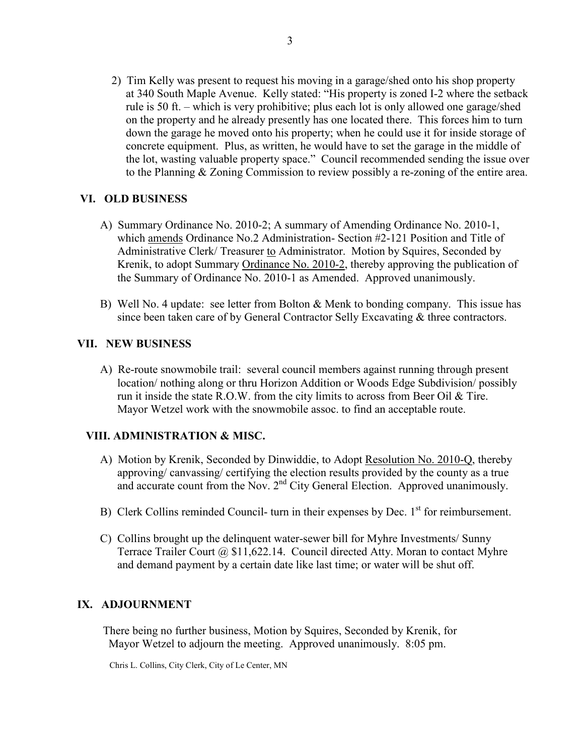2) Tim Kelly was present to request his moving in a garage/shed onto his shop property at 340 South Maple Avenue. Kelly stated: "His property is zoned I-2 where the setback rule is 50 ft. – which is very prohibitive; plus each lot is only allowed one garage/shed on the property and he already presently has one located there. This forces him to turn down the garage he moved onto his property; when he could use it for inside storage of concrete equipment. Plus, as written, he would have to set the garage in the middle of the lot, wasting valuable property space." Council recommended sending the issue over to the Planning & Zoning Commission to review possibly a re-zoning of the entire area.

## VI. OLD BUSINESS

A) Summary Ordinance No. 2010-2; A summary of Amending Ordinance No. 2010-1, which amends Ordinance No.2 Administration- Section #2-121 Position and Title of Administrative Clerk/ Treasurer to Administrator. Motion by Squires, Seconded by Krenik, to adopt Summary Ordinance No. 2010-2, thereby approving the publication of the Summary of Ordinance No. 2010-1 as Amended. Approved unanimously.

B) Well No. 4 update: see letter from Bolton & Menk to bonding company. This issue has since been taken care of by General Contractor Selly Excavating & three contractors.

## VII. NEW BUSINESS

A) Re-route snowmobile trail: several council members against running through present location/ nothing along or thru Horizon Addition or Woods Edge Subdivision/ possibly run it inside the state R.O.W. from the city limits to across from Beer Oil & Tire. Mayor Wetzel work with the snowmobile assoc. to find an acceptable route.

## VIII. ADMINISTRATION & MISC.

A) Motion by Krenik, Seconded by Dinwiddie, to Adopt Resolution No. 2010-Q, thereby approving/ canvassing/ certifying the election results provided by the county as a true and accurate count from the Nov. 2nd City General Election. Approved unanimously.

B) Clerk Collins reminded Council- turn in their expenses by Dec. 1st for reimbursement.

C) Collins brought up the delinquent water-sewer bill for Myhre Investments/ Sunny Terrace Trailer Court @ $11,622.14. Council directed Atty. Moran to contact Myhre and demand payment by a certain date like last time; or water will be shut off.

## IX. ADJOURNMENT

There being no further business, Motion by Squires, Seconded by Krenik, for Mayor Wetzel to adjourn the meeting. Approved unanimously. 8:05 pm.

Chris L. Collins, City Clerk, City of Le Center, MN